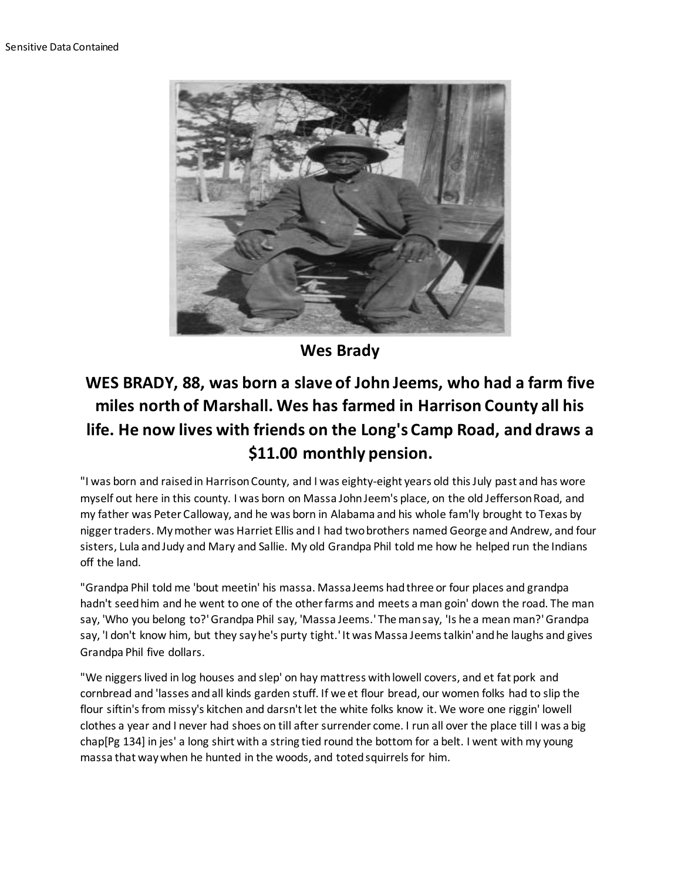Wes Brady

## WES BRADY, 88, was born a slave of John Jeems, who had a farm five miles north of Marshall. Wes has farmed in Harrison County all his life. He now lives with friends on the Long's Camp Road, and draws a $11.00 monthly pension.

"I was born and raised in Harrison County, and I was eighty-eight years old this July past and has wore myself out here in this county. I was born on Massa John Jeem's place, on the old Jefferson Road, and my father was Peter Calloway, and he was born in Alabama and his whole fam'ly brought to Texas by nigger traders. My mother was Harriet Ellis and I had two brothers named George and Andrew, and four sisters, Lula and Judy and Mary and Sallie. My old Grandpa Phil told me how he helped run the Indians off the land.

"Grandpa Phil told me 'bout meetin' his massa. Massa Jeems had three or four places and grandpa hadn't seed him and he went to one of the other farms and meets a man goin' down the road. The man say, 'Who you belong to?' Grandpa Phil say, 'Massa Jeems.' The man say, 'Is he a mean man?' Grandpa say, 'I don't know him, but they say he's purty tight.' It was Massa Jeems talkin' and he laughs and gives Grandpa Phil five dollars.

"We niggers lived in log houses and slep' on hay mattress with lowell covers, and et fat pork and cornbread and 'lasses and all kinds garden stuff. If we et flour bread, our women folks had to slip the flour siftin's from missy's kitchen and darsn't let the white folks know it. We wore one riggin' lowell clothes a year and I never had shoes on till after surrender come. I run all over the place till I was a big chap[Pg 134] in jes' a long shirt with a string tied round the bottom for a belt. I went with my young massa that way when he hunted in the woods, and toted squirrels for him.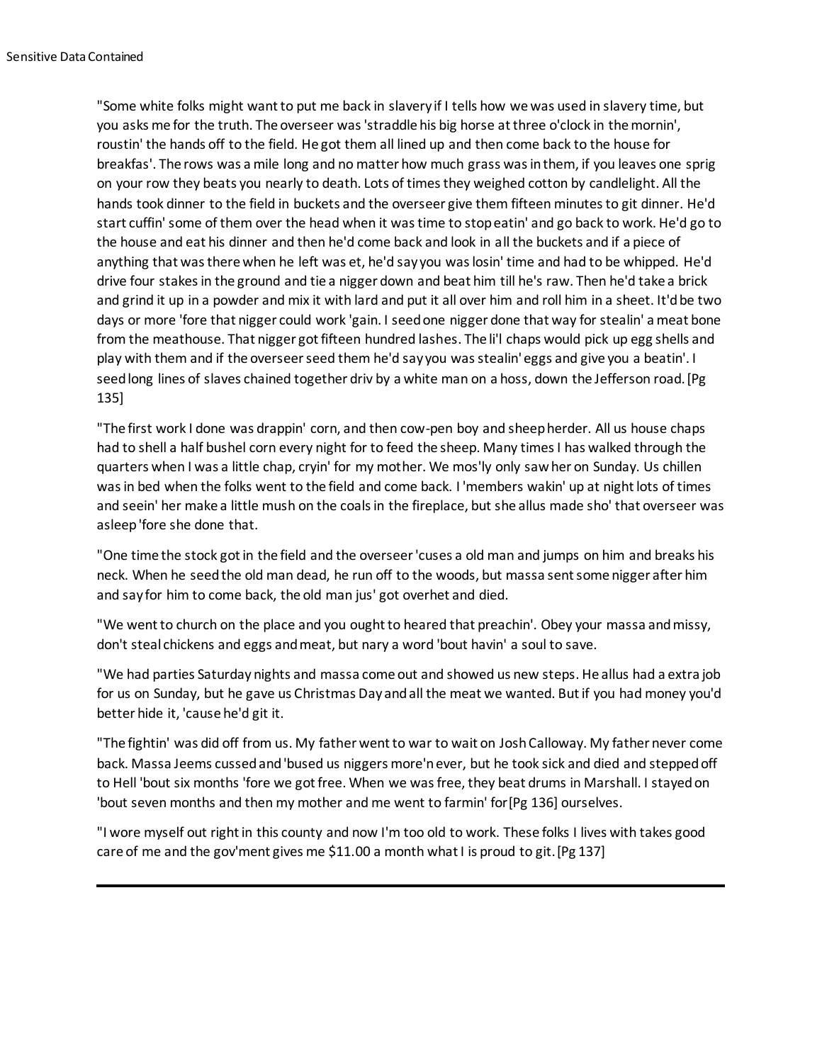"Some white folks might want to put me back in slavery if I tells how we was used in slavery time, but you asks me for the truth. The overseer was 'straddle his big horse at three o'clock in the mornin', roustin' the hands off to the field. He got them all lined up and then come back to the house for breakfas'. The rows was a mile long and no matter how much grass was in them, if you leaves one sprig on your row they beats you nearly to death. Lots of times they weighed cotton by candlelight. All the hands took dinner to the field in buckets and the overseer give them fifteen minutes to git dinner. He'd start cuffin' some of them over the head when it was time to stop eatin' and go back to work. He'd go to the house and eat his dinner and then he'd come back and look in all the buckets and if a piece of anything that was there when he left was et, he'd say you was losin' time and had to be whipped. He'd drive four stakes in the ground and tie a nigger down and beat him till he's raw. Then he'd take a brick and grind it up in a powder and mix it with lard and put it all over him and roll him in a sheet. It'd be two days or more 'fore that nigger could work 'gain. I seed one nigger done that way for stealin' a meat bone from the meathouse. That nigger got fifteen hundred lashes. The li'l chaps would pick up egg shells and play with them and if the overseer seed them he'd say you was stealin' eggs and give you a beatin'. I seed long lines of slaves chained together driv by a white man on a hoss, down the Jefferson road. [Pg 135]

"The first work I done was drappin' corn, and then cow-pen boy and sheep herder. All us house chaps had to shell a half bushel corn every night for to feed the sheep. Many times I has walked through the quarters when I was a little chap, cryin' for my mother. We mos'ly only saw her on Sunday. Us chillen was in bed when the folks went to the field and come back. I 'members wakin' up at night lots of times and seein' her make a little mush on the coals in the fireplace, but she allus made sho' that overseer was asleep 'fore she done that.

"One time the stock got in the field and the overseer 'cuses a old man and jumps on him and breaks his neck. When he seed the old man dead, he run off to the woods, but massa sent some nigger after him and say for him to come back, the old man jus' got overhet and died.

"We went to church on the place and you ought to heared that preachin'. Obey your massa and missy, don't steal chickens and eggs and meat, but nary a word 'bout havin' a soul to save.

"We had parties Saturday nights and massa come out and showed us new steps. He allus had a extra job for us on Sunday, but he gave us Christmas Day and all the meat we wanted. But if you had money you'd better hide it, 'cause he'd git it.

"The fightin' was did off from us. My father went to war to wait on Josh Calloway. My father never come back. Massa Jeems cussed and 'bused us niggers more'n ever, but he took sick and died and stepped off to Hell 'bout six months 'fore we got free. When we was free, they beat drums in Marshall. I stayed on 'bout seven months and then my mother and me went to farmin' for [Pg 136] ourselves.

"I wore myself out right in this county and now I'm too old to work. These folks I lives with takes good care of me and the gov'ment gives me $11.00 a month what I is proud to git. [Pg 137]

---